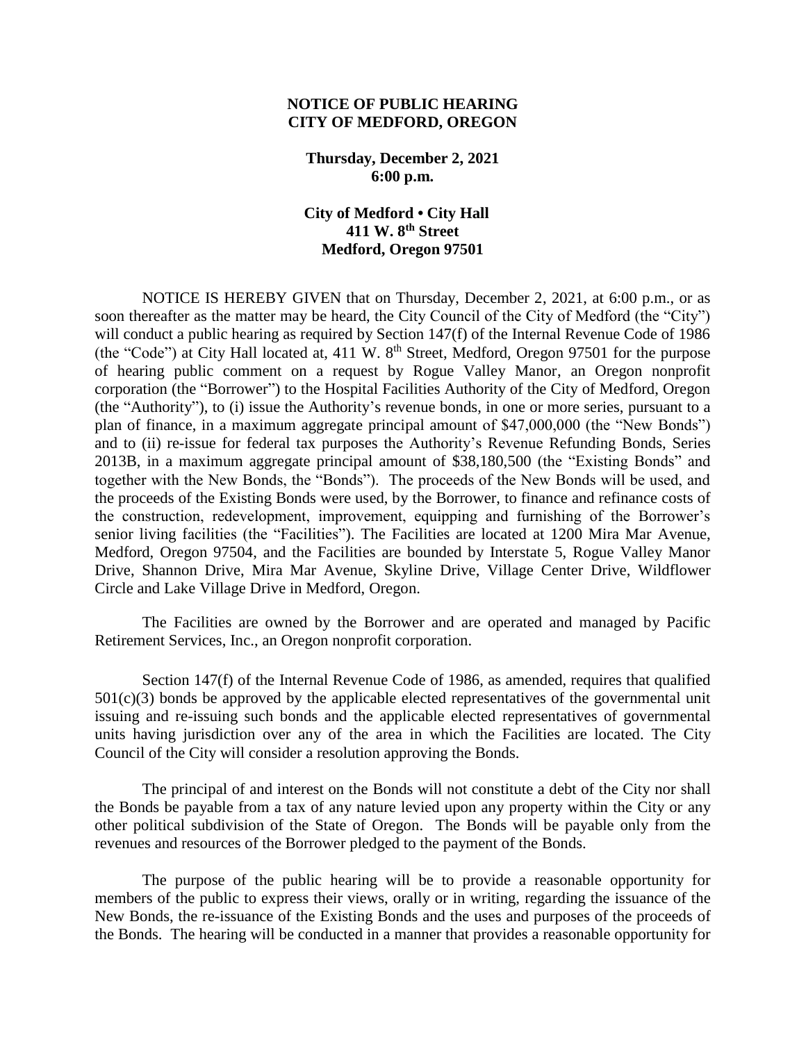# NOTICE OF PUBLIC HEARING
# CITY OF MEDFORD, OREGON

**Thursday, December 2, 2021**
**6:00 p.m.**

**City of Medford • City Hall**
**411 W. 8th Street**
**Medford, Oregon 97501**

NOTICE IS HEREBY GIVEN that on Thursday, December 2, 2021, at 6:00 p.m., or as soon thereafter as the matter may be heard, the City Council of the City of Medford (the "City") will conduct a public hearing as required by Section 147(f) of the Internal Revenue Code of 1986 (the "Code") at City Hall located at, 411 W. 8th Street, Medford, Oregon 97501 for the purpose of hearing public comment on a request by Rogue Valley Manor, an Oregon nonprofit corporation (the "Borrower") to the Hospital Facilities Authority of the City of Medford, Oregon (the "Authority"), to (i) issue the Authority's revenue bonds, in one or more series, pursuant to a plan of finance, in a maximum aggregate principal amount of $47,000,000 (the "New Bonds") and to (ii) re-issue for federal tax purposes the Authority's Revenue Refunding Bonds, Series 2013B, in a maximum aggregate principal amount of $38,180,500 (the "Existing Bonds" and together with the New Bonds, the "Bonds"). The proceeds of the New Bonds will be used, and the proceeds of the Existing Bonds were used, by the Borrower, to finance and refinance costs of the construction, redevelopment, improvement, equipping and furnishing of the Borrower's senior living facilities (the "Facilities"). The Facilities are located at 1200 Mira Mar Avenue, Medford, Oregon 97504, and the Facilities are bounded by Interstate 5, Rogue Valley Manor Drive, Shannon Drive, Mira Mar Avenue, Skyline Drive, Village Center Drive, Wildflower Circle and Lake Village Drive in Medford, Oregon.

The Facilities are owned by the Borrower and are operated and managed by Pacific Retirement Services, Inc., an Oregon nonprofit corporation.

Section 147(f) of the Internal Revenue Code of 1986, as amended, requires that qualified 501(c)(3) bonds be approved by the applicable elected representatives of the governmental unit issuing and re-issuing such bonds and the applicable elected representatives of governmental units having jurisdiction over any of the area in which the Facilities are located. The City Council of the City will consider a resolution approving the Bonds.

The principal of and interest on the Bonds will not constitute a debt of the City nor shall the Bonds be payable from a tax of any nature levied upon any property within the City or any other political subdivision of the State of Oregon. The Bonds will be payable only from the revenues and resources of the Borrower pledged to the payment of the Bonds.

The purpose of the public hearing will be to provide a reasonable opportunity for members of the public to express their views, orally or in writing, regarding the issuance of the New Bonds, the re-issuance of the Existing Bonds and the uses and purposes of the proceeds of the Bonds. The hearing will be conducted in a manner that provides a reasonable opportunity for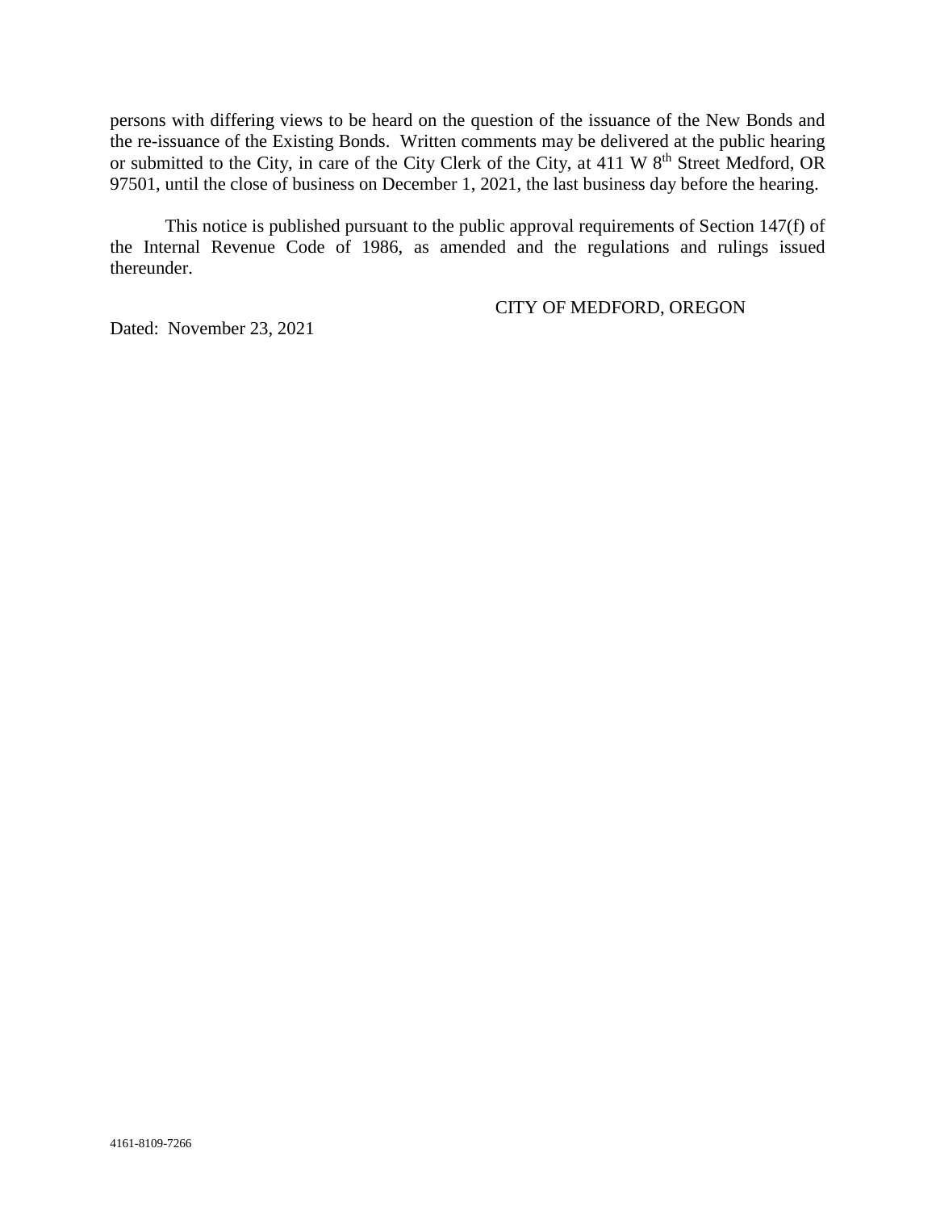persons with differing views to be heard on the question of the issuance of the New Bonds and the re-issuance of the Existing Bonds. Written comments may be delivered at the public hearing or submitted to the City, in care of the City Clerk of the City, at 411 W 8th Street Medford, OR 97501, until the close of business on December 1, 2021, the last business day before the hearing.

This notice is published pursuant to the public approval requirements of Section 147(f) of the Internal Revenue Code of 1986, as amended and the regulations and rulings issued thereunder.

CITY OF MEDFORD, OREGON

Dated: November 23, 2021

4161-8109-7266